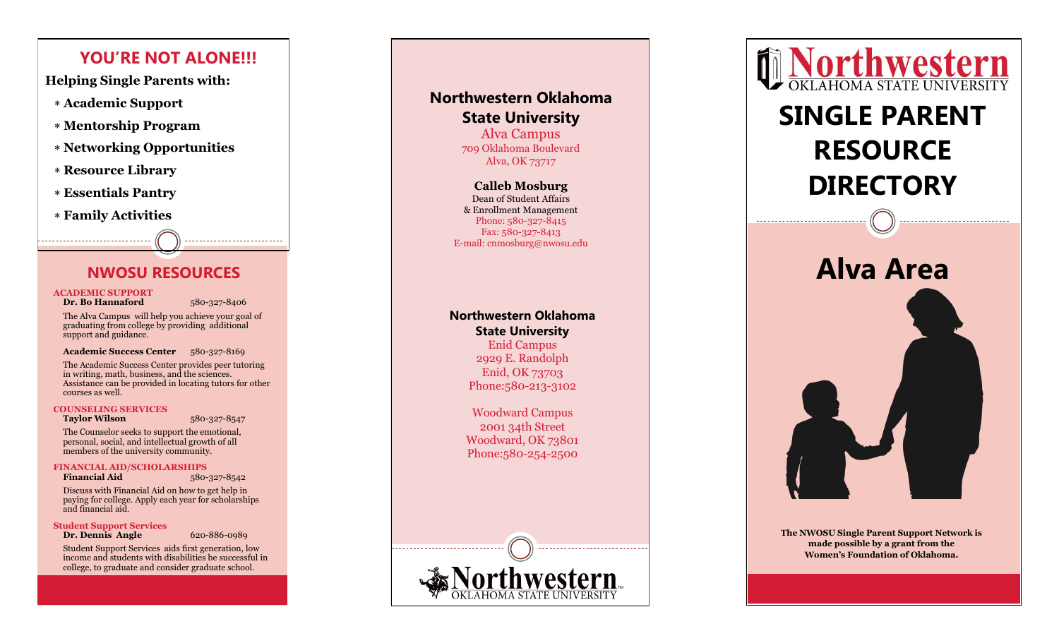## YOU'RE NOT ALONE!!!

**Helping Single Parents with:**

- **Academic Support**
- **Mentorship Program**
- **Networking Opportunities**
- **Resource Library**
- **Essentials Pantry**
- **Family Activities**

## NWOSU RESOURCES

**ACADEMIC SUPPORT**
**Dr. Bo Hannaford** 580-327-8406

The Alva Campus will help you achieve your goal of graduating from college by providing additional support and guidance.

**Academic Success Center** 580-327-8169

The Academic Success Center provides peer tutoring in writing, math, business, and the sciences. Assistance can be provided in locating tutors for other courses as well.

**COUNSELING SERVICES**
**Taylor Wilson** 580-327-8547

The Counselor seeks to support the emotional, personal, social, and intellectual growth of all members of the university community.

**FINANCIAL AID/SCHOLARSHIPS**
**Financial Aid** 580-327-8542

Discuss with Financial Aid on how to get help in paying for college. Apply each year for scholarships and financial aid.

**Student Support Services**
**Dr. Dennis Angle** 620-886-0989

Student Support Services aids first generation, low income and students with disabilities be successful in college, to graduate and consider graduate school.

## Northwestern Oklahoma State University

Alva Campus
709 Oklahoma Boulevard
Alva, OK 73717

**Calleb Mosburg**
Dean of Student Affairs
& Enrollment Management
Phone: 580-327-8415
Fax: 580-327-8413
E-mail: cnmosburg@nwosu.edu

## Northwestern Oklahoma State University

Enid Campus
2929 E. Randolph
Enid, OK 73703
Phone:580-213-3102

Woodward Campus
2001 34th Street
Woodward, OK 73801
Phone:580-254-2500

Northwestern OKLAHOMA STATE UNIVERSITY

Northwestern OKLAHOMA STATE UNIVERSITY

# SINGLE PARENT RESOURCE DIRECTORY

# Alva Area

**The NWOSU Single Parent Support Network is made possible by a grant from the Women's Foundation of Oklahoma.**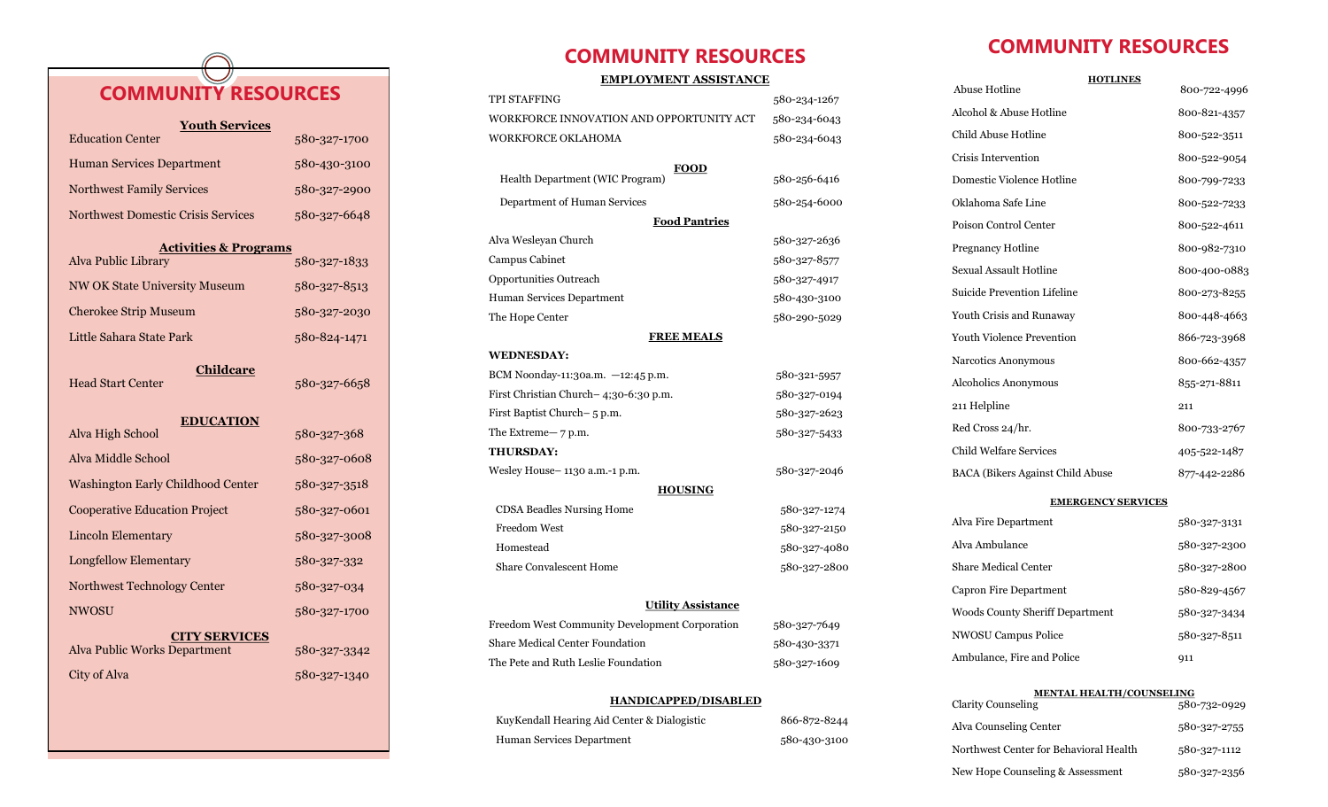# COMMUNITY RESOURCES

### Youth Services

| | |
|---|---|
| Education Center | 580-327-1700 |
| Human Services Department | 580-430-3100 |
| Northwest Family Services | 580-327-2900 |
| Northwest Domestic Crisis Services | 580-327-6648 |

### Activities & Programs

| | |
|---|---|
| Alva Public Library | 580-327-1833 |
| NW OK State University Museum | 580-327-8513 |
| Cherokee Strip Museum | 580-327-2030 |
| Little Sahara State Park | 580-824-1471 |

### Childcare

| | |
|---|---|
| Head Start Center | 580-327-6658 |

### EDUCATION

| | |
|---|---|
| Alva High School | 580-327-368 |
| Alva Middle School | 580-327-0608 |
| Washington Early Childhood Center | 580-327-3518 |
| Cooperative Education Project | 580-327-0601 |
| Lincoln Elementary | 580-327-3008 |
| Longfellow Elementary | 580-327-332 |
| Northwest Technology Center | 580-327-034 |
| NWOSU | 580-327-1700 |

### CITY SERVICES

| | |
|---|---|
| Alva Public Works Department | 580-327-3342 |
| City of Alva | 580-327-1340 |

# COMMUNITY RESOURCES

### EMPLOYMENT ASSISTANCE

| | |
|---|---|
| TPI STAFFING | 580-234-1267 |
| WORKFORCE INNOVATION AND OPPORTUNITY ACT | 580-234-6043 |
| WORKFORCE OKLAHOMA | 580-234-6043 |

### FOOD

| | |
|---|---|
| Health Department (WIC Program) | 580-256-6416 |
| Department of Human Services | 580-254-6000 |

### Food Pantries

| | |
|---|---|
| Alva Wesleyan Church | 580-327-2636 |
| Campus Cabinet | 580-327-8577 |
| Opportunities Outreach | 580-327-4917 |
| Human Services Department | 580-430-3100 |
| The Hope Center | 580-290-5029 |

### FREE MEALS

**WEDNESDAY:**

| | |
|---|---|
| BCM Noonday-11:30a.m. —12:45 p.m. | 580-321-5957 |
| First Christian Church– 4;30-6:30 p.m. | 580-327-0194 |
| First Baptist Church– 5 p.m. | 580-327-2623 |
| The Extreme— 7 p.m. | 580-327-5433 |

**THURSDAY:**

| | |
|---|---|
| Wesley House– 1130 a.m.-1 p.m. | 580-327-2046 |

### HOUSING

| | |
|---|---|
| CDSA Beadles Nursing Home | 580-327-1274 |
| Freedom West | 580-327-2150 |
| Homestead | 580-327-4080 |
| Share Convalescent Home | 580-327-2800 |

### Utility Assistance

| | |
|---|---|
| Freedom West Community Development Corporation | 580-327-7649 |
| Share Medical Center Foundation | 580-430-3371 |
| The Pete and Ruth Leslie Foundation | 580-327-1609 |

### HANDICAPPED/DISABLED

| | |
|---|---|
| KuyKendall Hearing Aid Center & Dialogistic | 866-872-8244 |
| Human Services Department | 580-430-3100 |

# COMMUNITY RESOURCES

### HOTLINES

| | |
|---|---|
| Abuse Hotline | 800-722-4996 |
| Alcohol & Abuse Hotline | 800-821-4357 |
| Child Abuse Hotline | 800-522-3511 |
| Crisis Intervention | 800-522-9054 |
| Domestic Violence Hotline | 800-799-7233 |
| Oklahoma Safe Line | 800-522-7233 |
| Poison Control Center | 800-522-4611 |
| Pregnancy Hotline | 800-982-7310 |
| Sexual Assault Hotline | 800-400-0883 |
| Suicide Prevention Lifeline | 800-273-8255 |
| Youth Crisis and Runaway | 800-448-4663 |
| Youth Violence Prevention | 866-723-3968 |
| Narcotics Anonymous | 800-662-4357 |
| Alcoholics Anonymous | 855-271-8811 |
| 211 Helpline | 211 |
| Red Cross 24/hr. | 800-733-2767 |
| Child Welfare Services | 405-522-1487 |
| BACA (Bikers Against Child Abuse | 877-442-2286 |

### EMERGENCY SERVICES

| | |
|---|---|
| Alva Fire Department | 580-327-3131 |
| Alva Ambulance | 580-327-2300 |
| Share Medical Center | 580-327-2800 |
| Capron Fire Department | 580-829-4567 |
| Woods County Sheriff Department | 580-327-3434 |
| NWOSU Campus Police | 580-327-8511 |
| Ambulance, Fire and Police | 911 |

### MENTAL HEALTH/COUNSELING

| | |
|---|---|
| Clarity Counseling | 580-732-0929 |
| Alva Counseling Center | 580-327-2755 |
| Northwest Center for Behavioral Health | 580-327-1112 |
| New Hope Counseling & Assessment | 580-327-2356 |